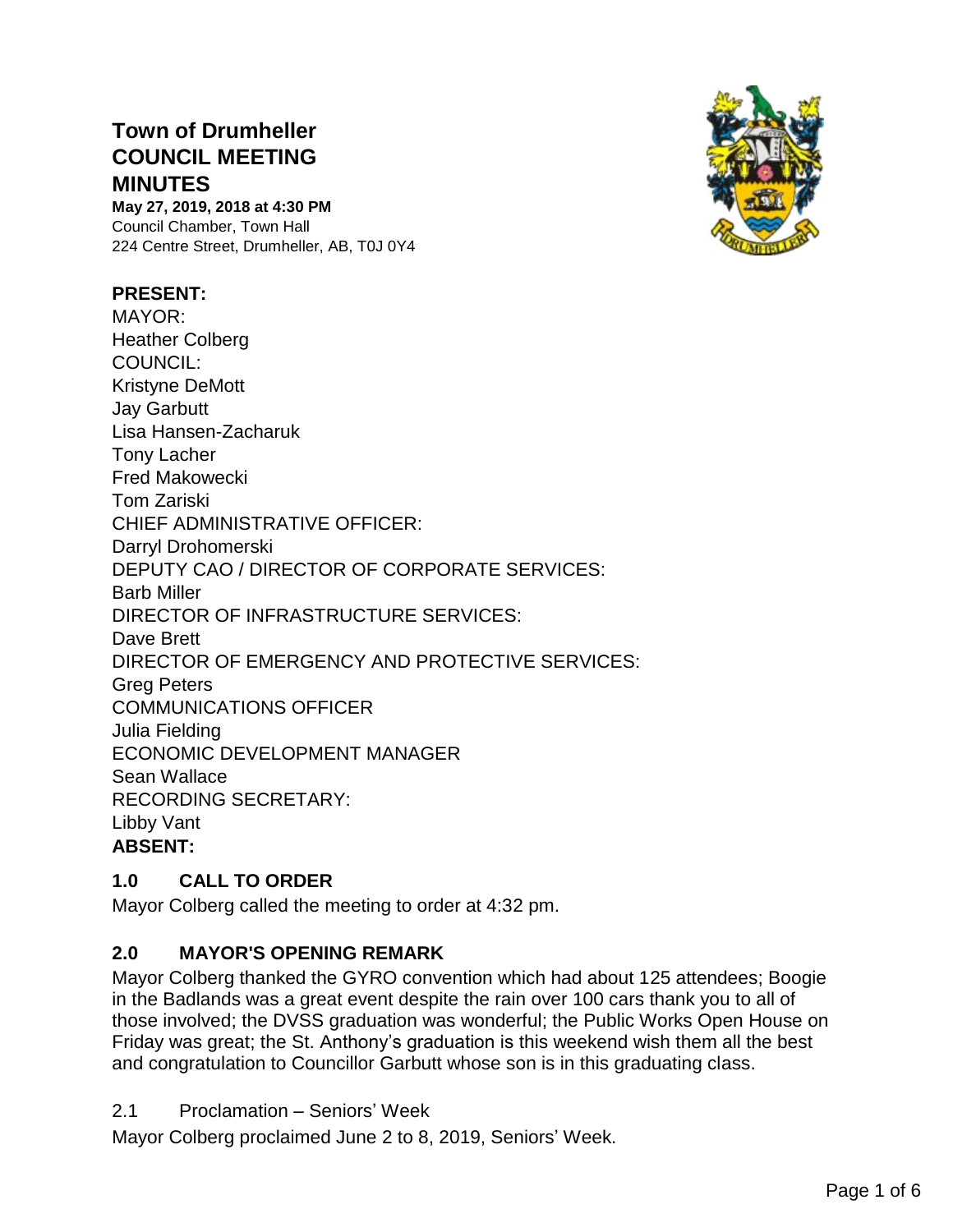# Town of Drumheller COUNCIL MEETING MINUTES

**May 27, 2019, 2018 at 4:30 PM**
Council Chamber, Town Hall
224 Centre Street, Drumheller, AB, T0J 0Y4

**PRESENT:**
MAYOR:
Heather Colberg
COUNCIL:
Kristyne DeMott
Jay Garbutt
Lisa Hansen-Zacharuk
Tony Lacher
Fred Makowecki
Tom Zariski
CHIEF ADMINISTRATIVE OFFICER:
Darryl Drohomerski
DEPUTY CAO / DIRECTOR OF CORPORATE SERVICES:
Barb Miller
DIRECTOR OF INFRASTRUCTURE SERVICES:
Dave Brett
DIRECTOR OF EMERGENCY AND PROTECTIVE SERVICES:
Greg Peters
COMMUNICATIONS OFFICER
Julia Fielding
ECONOMIC DEVELOPMENT MANAGER
Sean Wallace
RECORDING SECRETARY:
Libby Vant
**ABSENT:**

## 1.0 CALL TO ORDER

Mayor Colberg called the meeting to order at 4:32 pm.

## 2.0 MAYOR'S OPENING REMARK

Mayor Colberg thanked the GYRO convention which had about 125 attendees; Boogie in the Badlands was a great event despite the rain over 100 cars thank you to all of those involved; the DVSS graduation was wonderful; the Public Works Open House on Friday was great; the St. Anthony's graduation is this weekend wish them all the best and congratulation to Councillor Garbutt whose son is in this graduating class.

2.1 Proclamation – Seniors' Week

Mayor Colberg proclaimed June 2 to 8, 2019, Seniors' Week.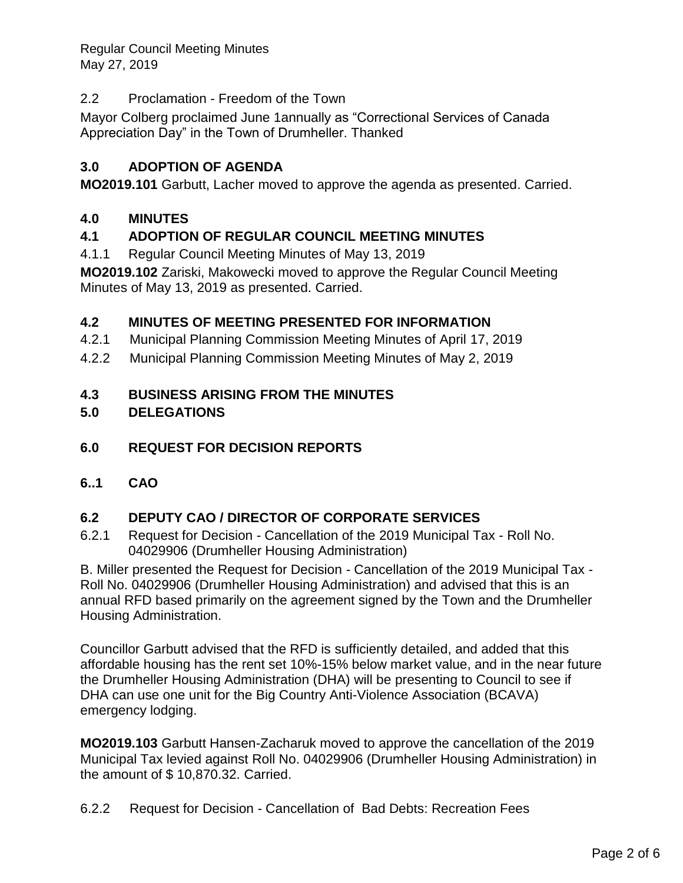Regular Council Meeting Minutes
May 27, 2019

2.2 Proclamation - Freedom of the Town

Mayor Colberg proclaimed June 1annually as "Correctional Services of Canada Appreciation Day" in the Town of Drumheller. Thanked

## 3.0 ADOPTION OF AGENDA

**MO2019.101** Garbutt, Lacher moved to approve the agenda as presented. Carried.

## 4.0 MINUTES

### 4.1 ADOPTION OF REGULAR COUNCIL MEETING MINUTES

4.1.1 Regular Council Meeting Minutes of May 13, 2019

**MO2019.102** Zariski, Makowecki moved to approve the Regular Council Meeting Minutes of May 13, 2019 as presented. Carried.

### 4.2 MINUTES OF MEETING PRESENTED FOR INFORMATION

4.2.1 Municipal Planning Commission Meeting Minutes of April 17, 2019

4.2.2 Municipal Planning Commission Meeting Minutes of May 2, 2019

### 4.3 BUSINESS ARISING FROM THE MINUTES

## 5.0 DELEGATIONS

## 6.0 REQUEST FOR DECISION REPORTS

### 6..1 CAO

### 6.2 DEPUTY CAO / DIRECTOR OF CORPORATE SERVICES

6.2.1 Request for Decision - Cancellation of the 2019 Municipal Tax - Roll No. 04029906 (Drumheller Housing Administration)

B. Miller presented the Request for Decision - Cancellation of the 2019 Municipal Tax - Roll No. 04029906 (Drumheller Housing Administration) and advised that this is an annual RFD based primarily on the agreement signed by the Town and the Drumheller Housing Administration.

Councillor Garbutt advised that the RFD is sufficiently detailed, and added that this affordable housing has the rent set 10%-15% below market value, and in the near future the Drumheller Housing Administration (DHA) will be presenting to Council to see if DHA can use one unit for the Big Country Anti-Violence Association (BCAVA) emergency lodging.

**MO2019.103** Garbutt Hansen-Zacharuk moved to approve the cancellation of the 2019 Municipal Tax levied against Roll No. 04029906 (Drumheller Housing Administration) in the amount of $ 10,870.32. Carried.

6.2.2 Request for Decision - Cancellation of Bad Debts: Recreation Fees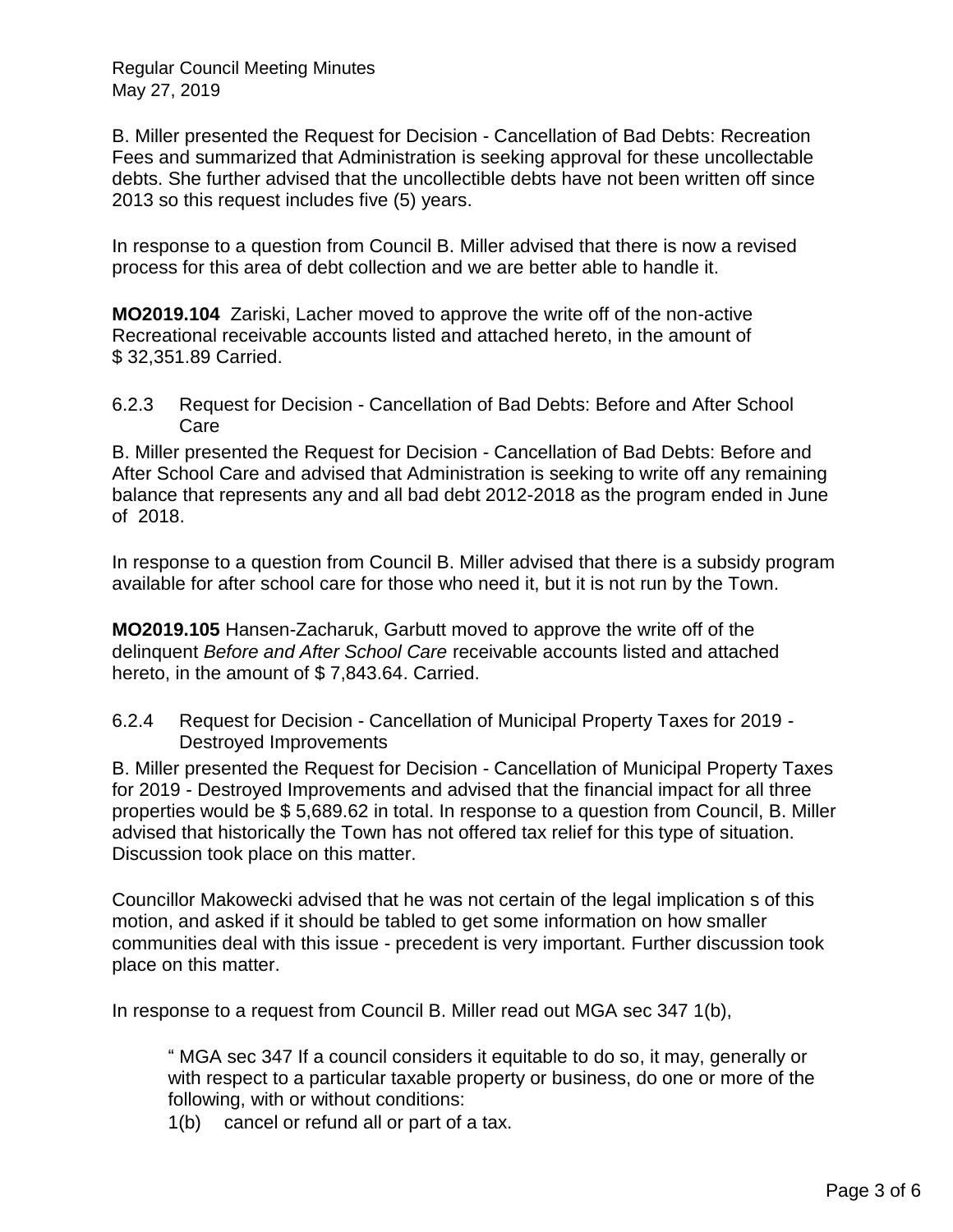B. Miller presented the Request for Decision - Cancellation of Bad Debts: Recreation Fees and summarized that Administration is seeking approval for these uncollectable debts. She further advised that the uncollectible debts have not been written off since 2013 so this request includes five (5) years.

In response to a question from Council B. Miller advised that there is now a revised process for this area of debt collection and we are better able to handle it.

**MO2019.104** Zariski, Lacher moved to approve the write off of the non-active Recreational receivable accounts listed and attached hereto, in the amount of $ 32,351.89 Carried.

6.2.3 Request for Decision - Cancellation of Bad Debts: Before and After School Care

B. Miller presented the Request for Decision - Cancellation of Bad Debts: Before and After School Care and advised that Administration is seeking to write off any remaining balance that represents any and all bad debt 2012-2018 as the program ended in June of 2018.

In response to a question from Council B. Miller advised that there is a subsidy program available for after school care for those who need it, but it is not run by the Town.

**MO2019.105** Hansen-Zacharuk, Garbutt moved to approve the write off of the delinquent *Before and After School Care* receivable accounts listed and attached hereto, in the amount of $ 7,843.64. Carried.

6.2.4 Request for Decision - Cancellation of Municipal Property Taxes for 2019 - Destroyed Improvements

B. Miller presented the Request for Decision - Cancellation of Municipal Property Taxes for 2019 - Destroyed Improvements and advised that the financial impact for all three properties would be $ 5,689.62 in total. In response to a question from Council, B. Miller advised that historically the Town has not offered tax relief for this type of situation. Discussion took place on this matter.

Councillor Makowecki advised that he was not certain of the legal implication s of this motion, and asked if it should be tabled to get some information on how smaller communities deal with this issue - precedent is very important. Further discussion took place on this matter.

In response to a request from Council B. Miller read out MGA sec 347 1(b),

> " MGA sec 347 If a council considers it equitable to do so, it may, generally or with respect to a particular taxable property or business, do one or more of the following, with or without conditions:
>
> 1(b) cancel or refund all or part of a tax.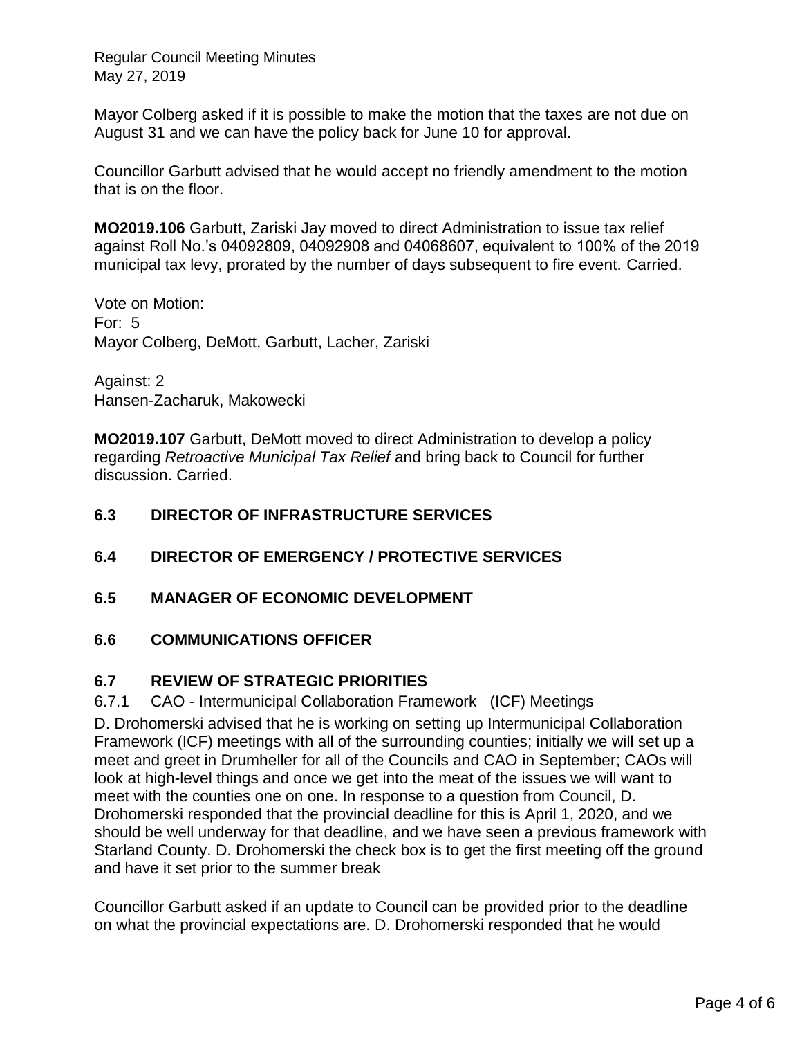Mayor Colberg asked if it is possible to make the motion that the taxes are not due on August 31 and we can have the policy back for June 10 for approval.

Councillor Garbutt advised that he would accept no friendly amendment to the motion that is on the floor.

**MO2019.106** Garbutt, Zariski Jay moved to direct Administration to issue tax relief against Roll No.'s 04092809, 04092908 and 04068607, equivalent to 100% of the 2019 municipal tax levy, prorated by the number of days subsequent to fire event. Carried.

Vote on Motion:
For: 5
Mayor Colberg, DeMott, Garbutt, Lacher, Zariski

Against: 2
Hansen-Zacharuk, Makowecki

**MO2019.107** Garbutt, DeMott moved to direct Administration to develop a policy regarding *Retroactive Municipal Tax Relief* and bring back to Council for further discussion. Carried.

## 6.3 DIRECTOR OF INFRASTRUCTURE SERVICES

## 6.4 DIRECTOR OF EMERGENCY / PROTECTIVE SERVICES

## 6.5 MANAGER OF ECONOMIC DEVELOPMENT

## 6.6 COMMUNICATIONS OFFICER

## 6.7 REVIEW OF STRATEGIC PRIORITIES

6.7.1 CAO - Intermunicipal Collaboration Framework (ICF) Meetings

D. Drohomerski advised that he is working on setting up Intermunicipal Collaboration Framework (ICF) meetings with all of the surrounding counties; initially we will set up a meet and greet in Drumheller for all of the Councils and CAO in September; CAOs will look at high-level things and once we get into the meat of the issues we will want to meet with the counties one on one. In response to a question from Council, D. Drohomerski responded that the provincial deadline for this is April 1, 2020, and we should be well underway for that deadline, and we have seen a previous framework with Starland County. D. Drohomerski the check box is to get the first meeting off the ground and have it set prior to the summer break

Councillor Garbutt asked if an update to Council can be provided prior to the deadline on what the provincial expectations are. D. Drohomerski responded that he would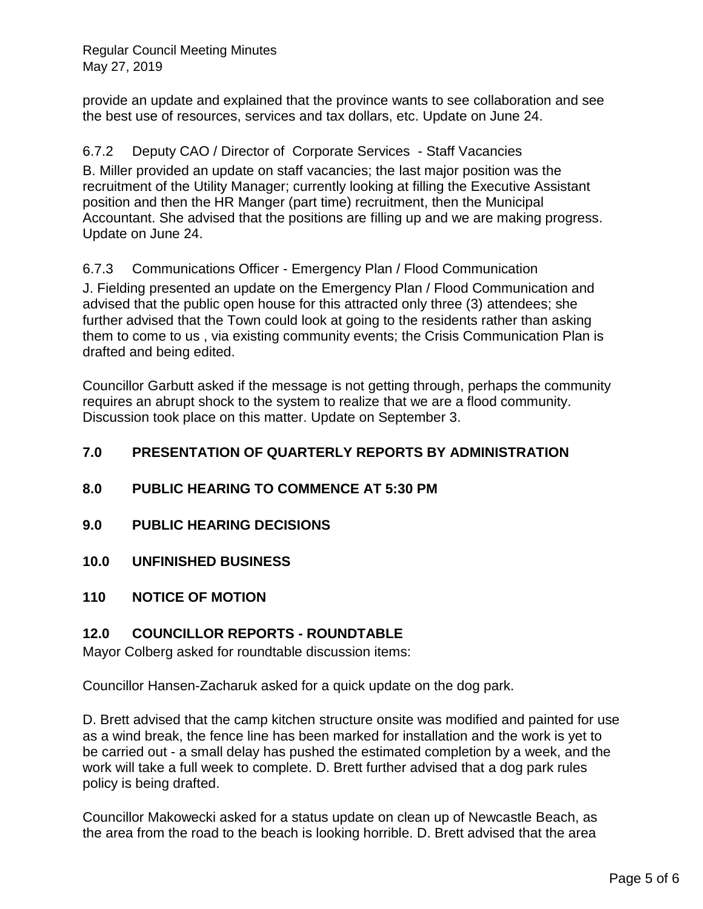provide an update and explained that the province wants to see collaboration and see the best use of resources, services and tax dollars, etc. Update on June 24.

6.7.2 Deputy CAO / Director of Corporate Services - Staff Vacancies

B. Miller provided an update on staff vacancies; the last major position was the recruitment of the Utility Manager; currently looking at filling the Executive Assistant position and then the HR Manger (part time) recruitment, then the Municipal Accountant. She advised that the positions are filling up and we are making progress. Update on June 24.

6.7.3 Communications Officer - Emergency Plan / Flood Communication

J. Fielding presented an update on the Emergency Plan / Flood Communication and advised that the public open house for this attracted only three (3) attendees; she further advised that the Town could look at going to the residents rather than asking them to come to us , via existing community events; the Crisis Communication Plan is drafted and being edited.

Councillor Garbutt asked if the message is not getting through, perhaps the community requires an abrupt shock to the system to realize that we are a flood community. Discussion took place on this matter. Update on September 3.

## 7.0 PRESENTATION OF QUARTERLY REPORTS BY ADMINISTRATION

## 8.0 PUBLIC HEARING TO COMMENCE AT 5:30 PM

## 9.0 PUBLIC HEARING DECISIONS

## 10.0 UNFINISHED BUSINESS

## 110 NOTICE OF MOTION

## 12.0 COUNCILLOR REPORTS - ROUNDTABLE

Mayor Colberg asked for roundtable discussion items:

Councillor Hansen-Zacharuk asked for a quick update on the dog park.

D. Brett advised that the camp kitchen structure onsite was modified and painted for use as a wind break, the fence line has been marked for installation and the work is yet to be carried out - a small delay has pushed the estimated completion by a week, and the work will take a full week to complete. D. Brett further advised that a dog park rules policy is being drafted.

Councillor Makowecki asked for a status update on clean up of Newcastle Beach, as the area from the road to the beach is looking horrible. D. Brett advised that the area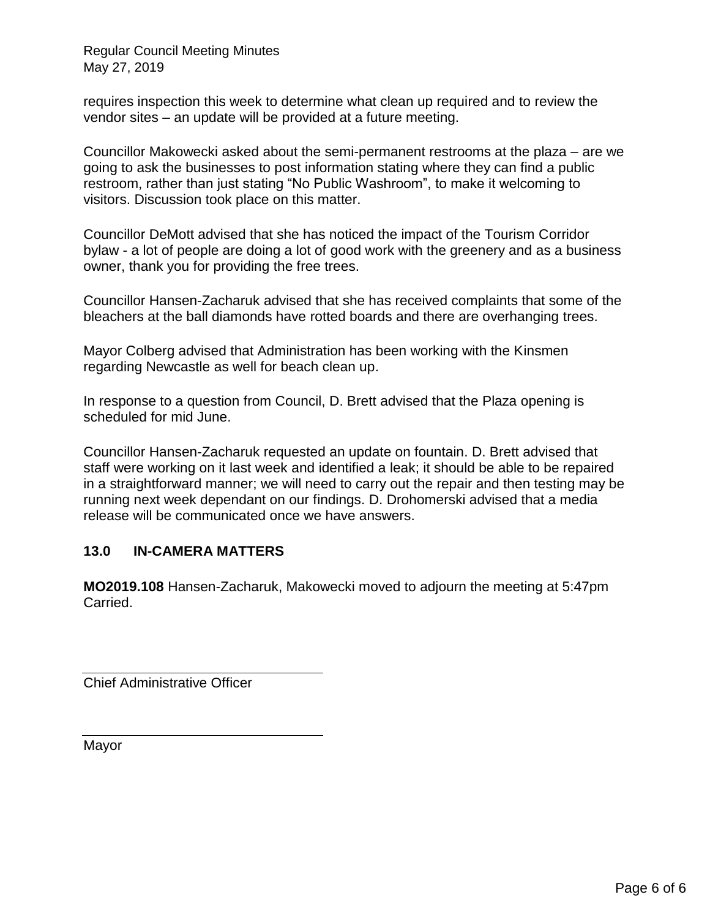requires inspection this week to determine what clean up required and to review the vendor sites – an update will be provided at a future meeting.

Councillor Makowecki asked about the semi-permanent restrooms at the plaza – are we going to ask the businesses to post information stating where they can find a public restroom, rather than just stating "No Public Washroom", to make it welcoming to visitors. Discussion took place on this matter.

Councillor DeMott advised that she has noticed the impact of the Tourism Corridor bylaw - a lot of people are doing a lot of good work with the greenery and as a business owner, thank you for providing the free trees.

Councillor Hansen-Zacharuk advised that she has received complaints that some of the bleachers at the ball diamonds have rotted boards and there are overhanging trees.

Mayor Colberg advised that Administration has been working with the Kinsmen regarding Newcastle as well for beach clean up.

In response to a question from Council, D. Brett advised that the Plaza opening is scheduled for mid June.

Councillor Hansen-Zacharuk requested an update on fountain. D. Brett advised that staff were working on it last week and identified a leak; it should be able to be repaired in a straightforward manner; we will need to carry out the repair and then testing may be running next week dependant on our findings. D. Drohomerski advised that a media release will be communicated once we have answers.

## 13.0 IN-CAMERA MATTERS

**MO2019.108** Hansen-Zacharuk, Makowecki moved to adjourn the meeting at 5:47pm Carried.

\_\_\_\_\_\_\_\_\_\_\_\_\_\_\_\_\_\_\_\_\_\_\_\_\_\_\_\_\_\_
Chief Administrative Officer

\_\_\_\_\_\_\_\_\_\_\_\_\_\_\_\_\_\_\_\_\_\_\_\_\_\_\_\_\_\_
Mayor